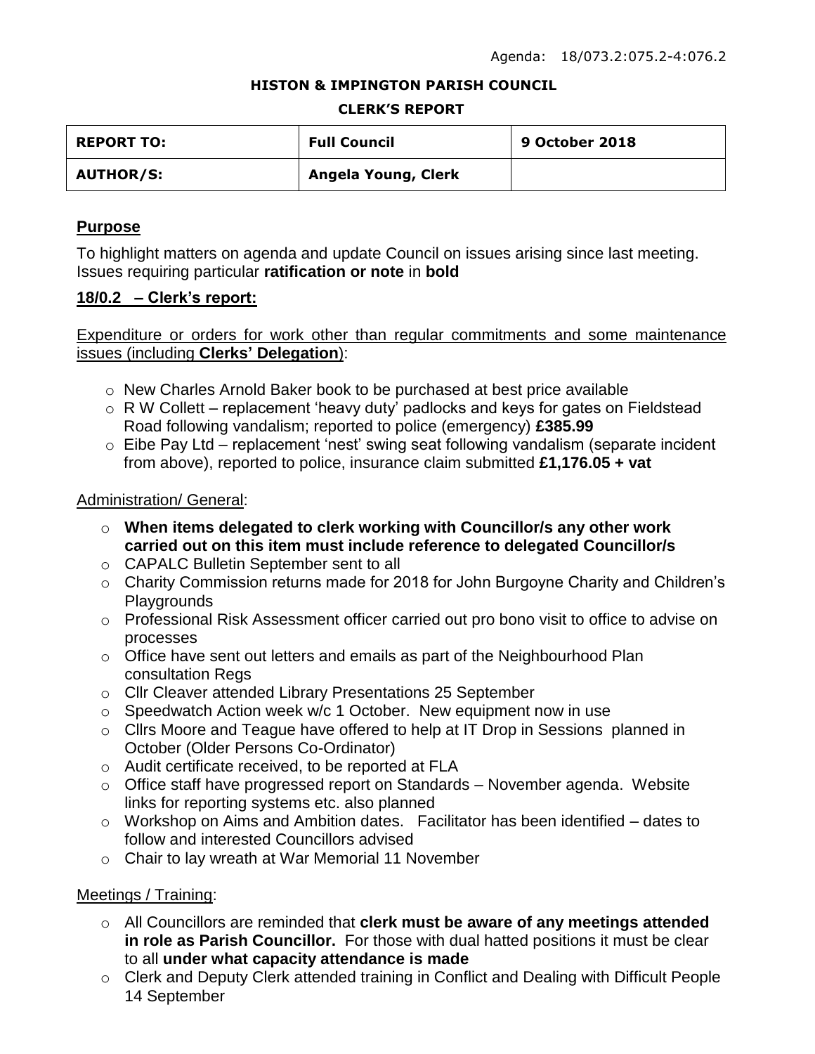Agenda: 18/073.2:075.2-4:076.2

**HISTON & IMPINGTON PARISH COUNCIL**

**CLERK'S REPORT**

| **REPORT TO:** | **Full Council** | **9 October 2018** |
|---|---|---|
| **AUTHOR/S:** | **Angela Young, Clerk** | |

## Purpose

To highlight matters on agenda and update Council on issues arising since last meeting. Issues requiring particular **ratification or note** in **bold**

## 18/0.2 – Clerk's report:

Expenditure or orders for work other than regular commitments and some maintenance issues (including **Clerks' Delegation**):

- New Charles Arnold Baker book to be purchased at best price available
- R W Collett – replacement 'heavy duty' padlocks and keys for gates on Fieldstead Road following vandalism; reported to police (emergency) **£385.99**
- Eibe Pay Ltd – replacement 'nest' swing seat following vandalism (separate incident from above), reported to police, insurance claim submitted **£1,176.05 + vat**

Administration/ General:

- **When items delegated to clerk working with Councillor/s any other work carried out on this item must include reference to delegated Councillor/s**
- CAPALC Bulletin September sent to all
- Charity Commission returns made for 2018 for John Burgoyne Charity and Children's Playgrounds
- Professional Risk Assessment officer carried out pro bono visit to office to advise on processes
- Office have sent out letters and emails as part of the Neighbourhood Plan consultation Regs
- Cllr Cleaver attended Library Presentations 25 September
- Speedwatch Action week w/c 1 October. New equipment now in use
- Cllrs Moore and Teague have offered to help at IT Drop in Sessions planned in October (Older Persons Co-Ordinator)
- Audit certificate received, to be reported at FLA
- Office staff have progressed report on Standards – November agenda. Website links for reporting systems etc. also planned
- Workshop on Aims and Ambition dates. Facilitator has been identified – dates to follow and interested Councillors advised
- Chair to lay wreath at War Memorial 11 November

Meetings / Training:

- All Councillors are reminded that **clerk must be aware of any meetings attended in role as Parish Councillor.** For those with dual hatted positions it must be clear to all **under what capacity attendance is made**
- Clerk and Deputy Clerk attended training in Conflict and Dealing with Difficult People 14 September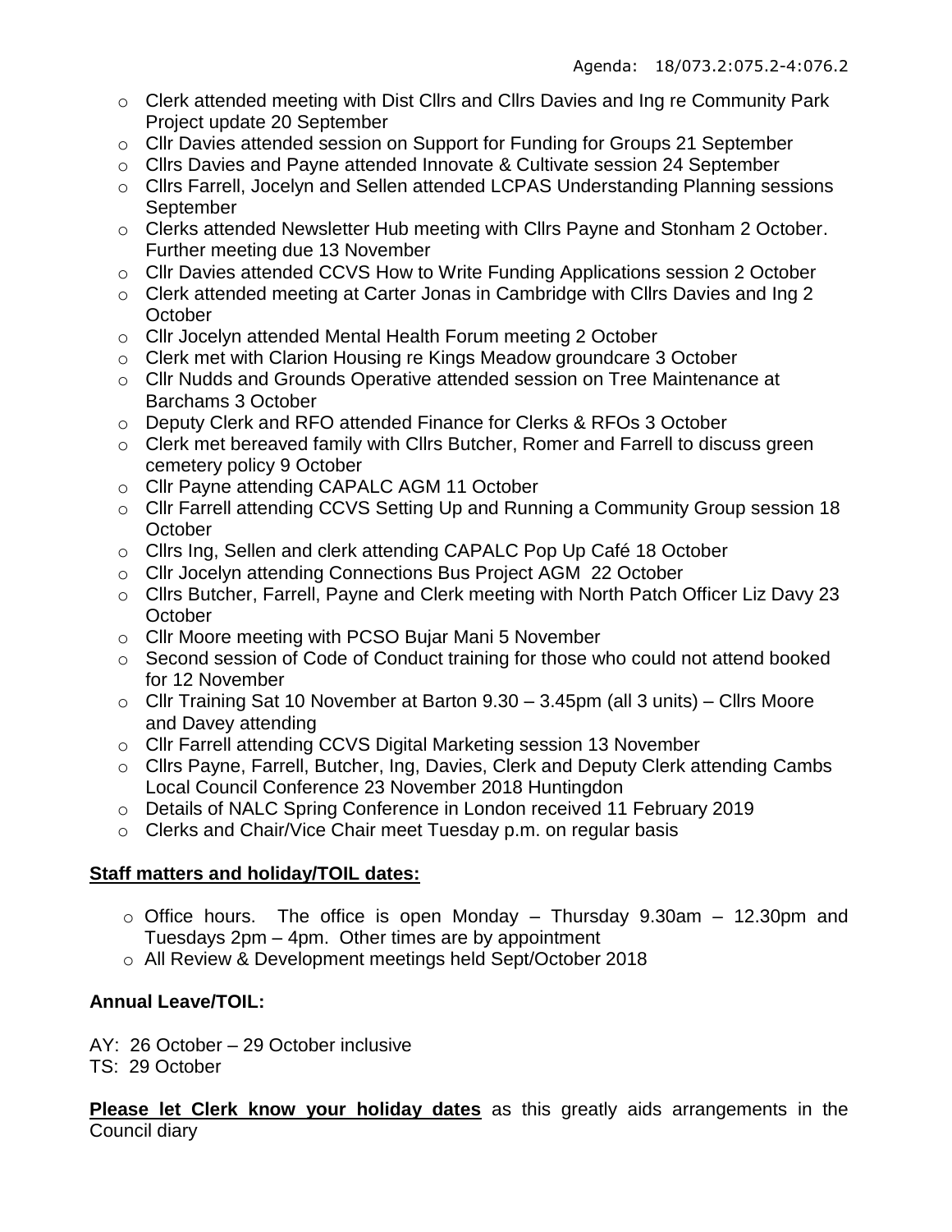Agenda: 18/073.2:075.2-4:076.2

- Clerk attended meeting with Dist Cllrs and Cllrs Davies and Ing re Community Park Project update 20 September
- Cllr Davies attended session on Support for Funding for Groups 21 September
- Cllrs Davies and Payne attended Innovate & Cultivate session 24 September
- Cllrs Farrell, Jocelyn and Sellen attended LCPAS Understanding Planning sessions September
- Clerks attended Newsletter Hub meeting with Cllrs Payne and Stonham 2 October. Further meeting due 13 November
- Cllr Davies attended CCVS How to Write Funding Applications session 2 October
- Clerk attended meeting at Carter Jonas in Cambridge with Cllrs Davies and Ing 2 October
- Cllr Jocelyn attended Mental Health Forum meeting 2 October
- Clerk met with Clarion Housing re Kings Meadow groundcare 3 October
- Cllr Nudds and Grounds Operative attended session on Tree Maintenance at Barchams 3 October
- Deputy Clerk and RFO attended Finance for Clerks & RFOs 3 October
- Clerk met bereaved family with Cllrs Butcher, Romer and Farrell to discuss green cemetery policy 9 October
- Cllr Payne attending CAPALC AGM 11 October
- Cllr Farrell attending CCVS Setting Up and Running a Community Group session 18 October
- Cllrs Ing, Sellen and clerk attending CAPALC Pop Up Café 18 October
- Cllr Jocelyn attending Connections Bus Project AGM 22 October
- Cllrs Butcher, Farrell, Payne and Clerk meeting with North Patch Officer Liz Davy 23 October
- Cllr Moore meeting with PCSO Bujar Mani 5 November
- Second session of Code of Conduct training for those who could not attend booked for 12 November
- Cllr Training Sat 10 November at Barton 9.30 – 3.45pm (all 3 units) – Cllrs Moore and Davey attending
- Cllr Farrell attending CCVS Digital Marketing session 13 November
- Cllrs Payne, Farrell, Butcher, Ing, Davies, Clerk and Deputy Clerk attending Cambs Local Council Conference 23 November 2018 Huntingdon
- Details of NALC Spring Conference in London received 11 February 2019
- Clerks and Chair/Vice Chair meet Tuesday p.m. on regular basis

**Staff matters and holiday/TOIL dates:**

- Office hours. The office is open Monday – Thursday 9.30am – 12.30pm and Tuesdays 2pm – 4pm. Other times are by appointment
- All Review & Development meetings held Sept/October 2018

**Annual Leave/TOIL:**

AY: 26 October – 29 October inclusive
TS: 29 October

**Please let Clerk know your holiday dates** as this greatly aids arrangements in the Council diary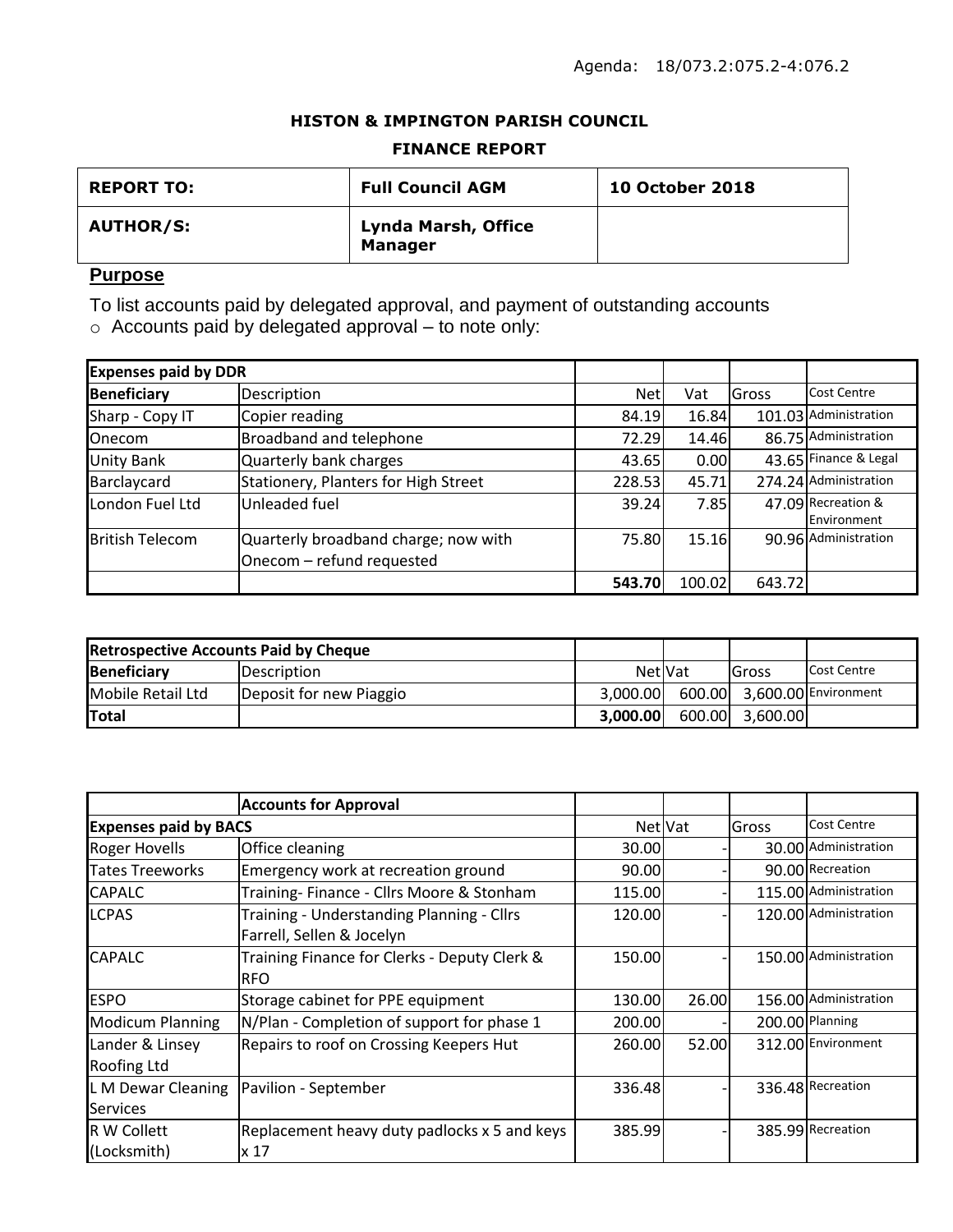Agenda: 18/073.2:075.2-4:076.2

**HISTON & IMPINGTON PARISH COUNCIL**

**FINANCE REPORT**

| **REPORT TO:** | **Full Council AGM** | **10 October 2018** |
|---|---|---|
| **AUTHOR/S:** | **Lynda Marsh, Office Manager** | |

## Purpose

To list accounts paid by delegated approval, and payment of outstanding accounts

- Accounts paid by delegated approval – to note only:

| **Expenses paid by DDR** | | | | | |
|---|---|---|---|---|---|
| **Beneficiary** | Description | Net | Vat | Gross | Cost Centre |
| Sharp - Copy IT | Copier reading | 84.19 | 16.84 | 101.03 | Administration |
| Onecom | Broadband and telephone | 72.29 | 14.46 | 86.75 | Administration |
| Unity Bank | Quarterly bank charges | 43.65 | 0.00 | 43.65 | Finance & Legal |
| Barclaycard | Stationery, Planters for High Street | 228.53 | 45.71 | 274.24 | Administration |
| London Fuel Ltd | Unleaded fuel | 39.24 | 7.85 | 47.09 | Recreation & Environment |
| British Telecom | Quarterly broadband charge; now with Onecom – refund requested | 75.80 | 15.16 | 90.96 | Administration |
| | | **543.70** | 100.02 | 643.72 | |

| **Retrospective Accounts Paid by Cheque** | | | | | |
|---|---|---|---|---|---|
| **Beneficiary** | Description | Net | Vat | Gross | Cost Centre |
| Mobile Retail Ltd | Deposit for new Piaggio | 3,000.00 | 600.00 | 3,600.00 | Environment |
| **Total** | | **3,000.00** | 600.00 | 3,600.00 | |

| | **Accounts for Approval** | | | | |
|---|---|---|---|---|---|
| **Expenses paid by BACS** | | Net | Vat | Gross | Cost Centre |
| Roger Hovells | Office cleaning | 30.00 | - | 30.00 | Administration |
| Tates Treeworks | Emergency work at recreation ground | 90.00 | - | 90.00 | Recreation |
| CAPALC | Training- Finance - Cllrs Moore & Stonham | 115.00 | - | 115.00 | Administration |
| LCPAS | Training - Understanding Planning - Cllrs Farrell, Sellen & Jocelyn | 120.00 | - | 120.00 | Administration |
| CAPALC | Training Finance for Clerks - Deputy Clerk & RFO | 150.00 | - | 150.00 | Administration |
| ESPO | Storage cabinet for PPE equipment | 130.00 | 26.00 | 156.00 | Administration |
| Modicum Planning | N/Plan - Completion of support for phase 1 | 200.00 | - | 200.00 | Planning |
| Lander & Linsey Roofing Ltd | Repairs to roof on Crossing Keepers Hut | 260.00 | 52.00 | 312.00 | Environment |
| L M Dewar Cleaning Services | Pavilion - September | 336.48 | - | 336.48 | Recreation |
| R W Collett (Locksmith) | Replacement heavy duty padlocks x 5 and keys x 17 | 385.99 | - | 385.99 | Recreation |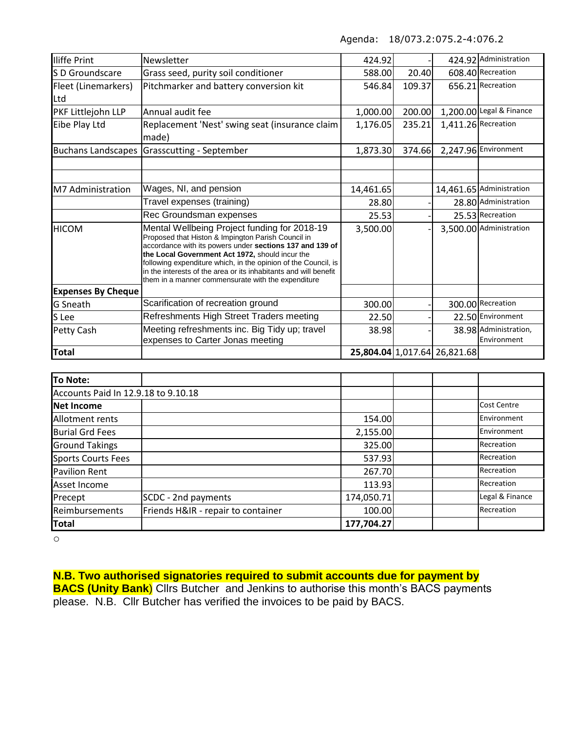Agenda: 18/073.2:075.2-4:076.2

| | | | | | |
|---|---|---|---|---|---|
| Iliffe Print | Newsletter | 424.92 | - | 424.92 | Administration |
| S D Groundscare | Grass seed, purity soil conditioner | 588.00 | 20.40 | 608.40 | Recreation |
| Fleet (Linemarkers) Ltd | Pitchmarker and battery conversion kit | 546.84 | 109.37 | 656.21 | Recreation |
| PKF Littlejohn LLP | Annual audit fee | 1,000.00 | 200.00 | 1,200.00 | Legal & Finance |
| Eibe Play Ltd | Replacement 'Nest' swing seat (insurance claim made) | 1,176.05 | 235.21 | 1,411.26 | Recreation |
| Buchans Landscapes | Grasscutting - September | 1,873.30 | 374.66 | 2,247.96 | Environment |
| | | | | | |
| | | | | | |
| M7 Administration | Wages, NI, and pension | 14,461.65 | | 14,461.65 | Administration |
| | Travel expenses (training) | 28.80 | - | 28.80 | Administration |
| | Rec Groundsman expenses | 25.53 | - | 25.53 | Recreation |
| HICOM | Mental Wellbeing Project funding for 2018-19 Proposed that Histon & Impington Parish Council in accordance with its powers under **sections 137 and 139 of the Local Government Act 1972,** should incur the following expenditure which, in the opinion of the Council, is in the interests of the area or its inhabitants and will benefit them in a manner commensurate with the expenditure | 3,500.00 | - | 3,500.00 | Administration |
| **Expenses By Cheque** | | | | | |
| G Sneath | Scarification of recreation ground | 300.00 | - | 300.00 | Recreation |
| S Lee | Refreshments High Street Traders meeting | 22.50 | - | 22.50 | Environment |
| Petty Cash | Meeting refreshments inc. Big Tidy up; travel expenses to Carter Jonas meeting | 38.98 | - | 38.98 | Administration, Environment |
| **Total** | | **25,804.04** | **1,017.64** | **26,821.68** | |

| **To Note:** | | | | | |
|---|---|---|---|---|---|
| Accounts Paid In 12.9.18 to 9.10.18 | | | | | |
| **Net Income** | | | | | Cost Centre |
| Allotment rents | | 154.00 | | | Environment |
| Burial Grd Fees | | 2,155.00 | | | Environment |
| Ground Takings | | 325.00 | | | Recreation |
| Sports Courts Fees | | 537.93 | | | Recreation |
| Pavilion Rent | | 267.70 | | | Recreation |
| Asset Income | | 113.93 | | | Recreation |
| Precept | SCDC - 2nd payments | 174,050.71 | | | Legal & Finance |
| Reimbursements | Friends H&IR - repair to container | 100.00 | | | Recreation |
| **Total** | | **177,704.27** | | | |

o

**N.B. Two authorised signatories required to submit accounts due for payment by BACS (Unity Bank**) Cllrs Butcher and Jenkins to authorise this month's BACS payments please. N.B. Cllr Butcher has verified the invoices to be paid by BACS.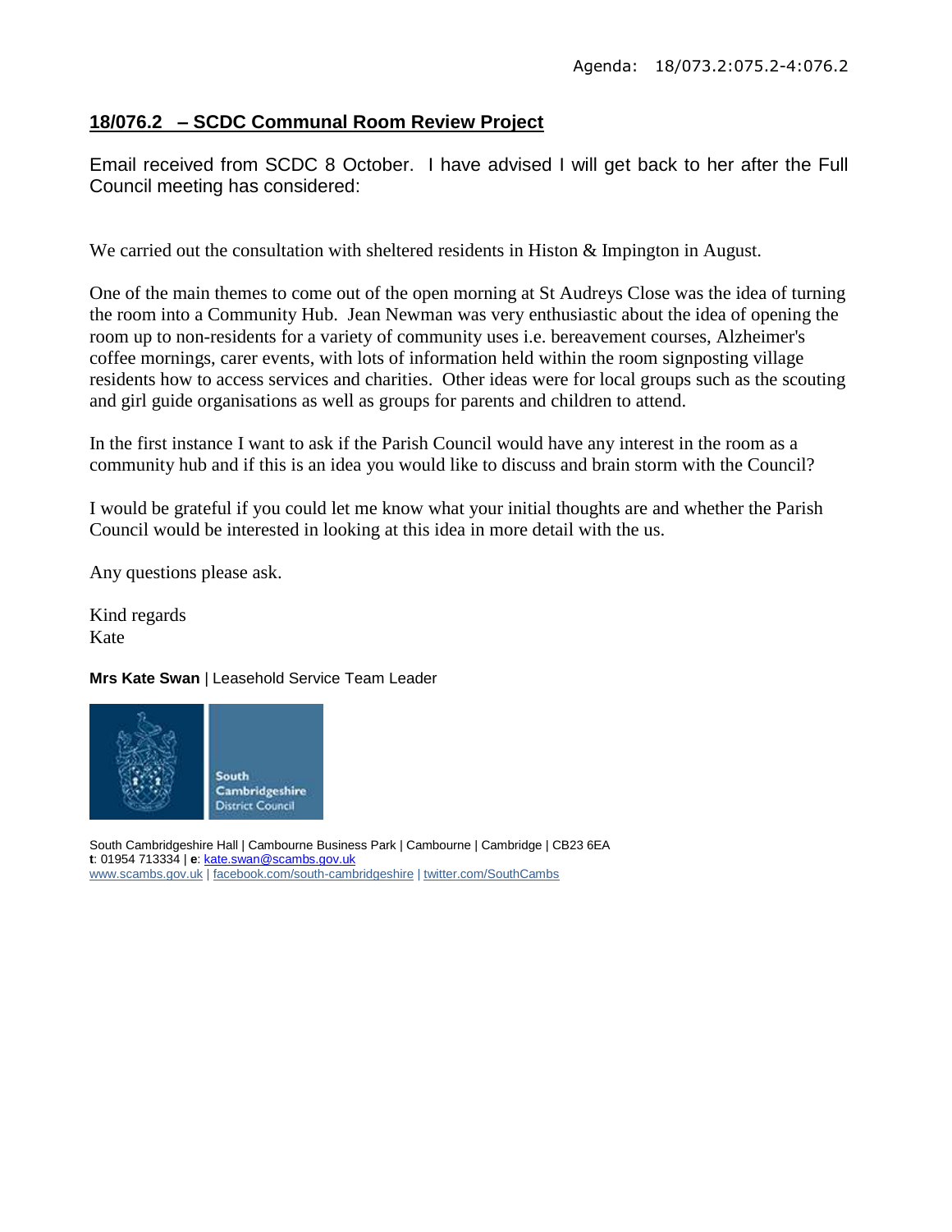Agenda: 18/073.2:075.2-4:076.2

## 18/076.2 – SCDC Communal Room Review Project

Email received from SCDC 8 October. I have advised I will get back to her after the Full Council meeting has considered:

We carried out the consultation with sheltered residents in Histon & Impington in August.

One of the main themes to come out of the open morning at St Audreys Close was the idea of turning the room into a Community Hub. Jean Newman was very enthusiastic about the idea of opening the room up to non-residents for a variety of community uses i.e. bereavement courses, Alzheimer's coffee mornings, carer events, with lots of information held within the room signposting village residents how to access services and charities. Other ideas were for local groups such as the scouting and girl guide organisations as well as groups for parents and children to attend.

In the first instance I want to ask if the Parish Council would have any interest in the room as a community hub and if this is an idea you would like to discuss and brain storm with the Council?

I would be grateful if you could let me know what your initial thoughts are and whether the Parish Council would be interested in looking at this idea in more detail with the us.

Any questions please ask.

Kind regards
Kate

**Mrs Kate Swan** | Leasehold Service Team Leader

South Cambridgeshire District Council

South Cambridgeshire Hall | Cambourne Business Park | Cambourne | Cambridge | CB23 6EA
**t**: 01954 713334 | **e**: kate.swan@scambs.gov.uk
www.scambs.gov.uk | facebook.com/south-cambridgeshire | twitter.com/SouthCambs